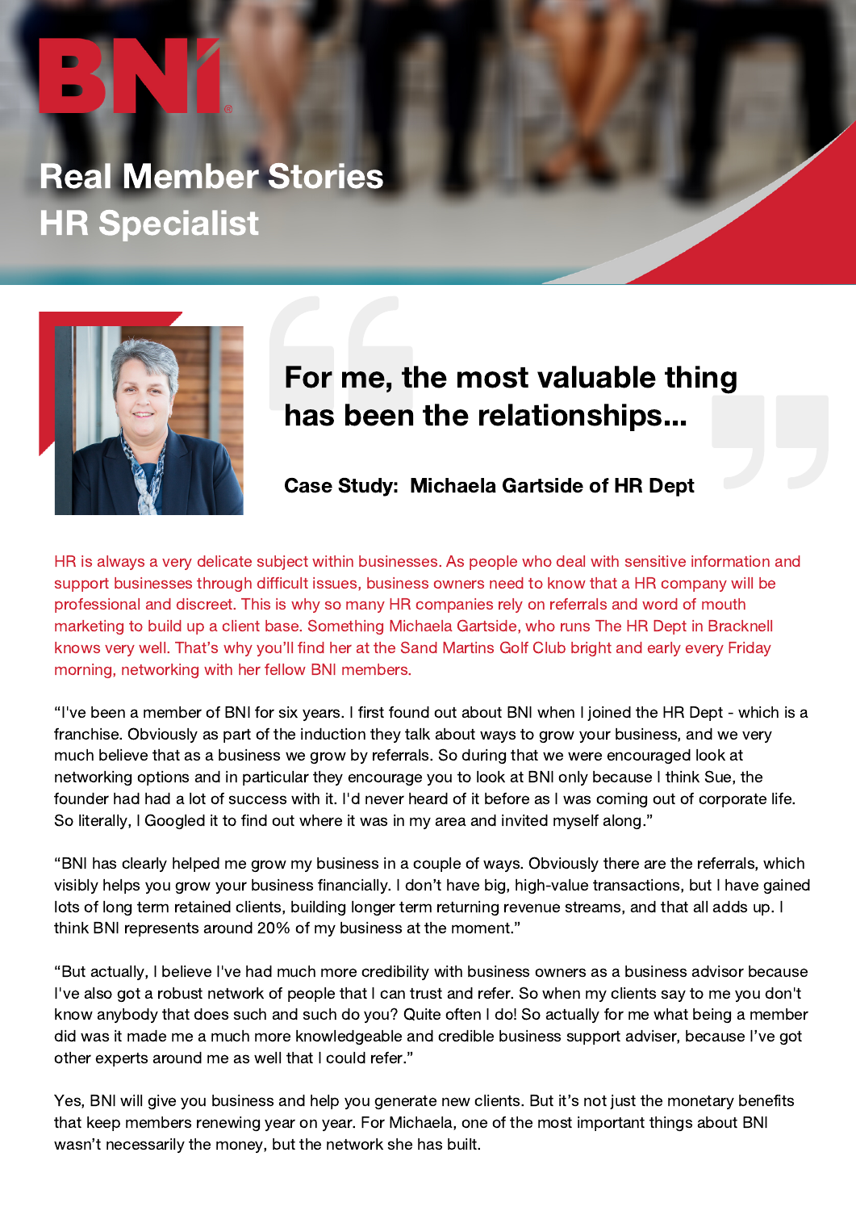BNI

# Real Member Stories HR Specialist

## For me, the most valuable thing has been the relationships...

### Case Study: Michaela Gartside of HR Dept

HR is always a very delicate subject within businesses. As people who deal with sensitive information and support businesses through difficult issues, business owners need to know that a HR company will be professional and discreet. This is why so many HR companies rely on referrals and word of mouth marketing to build up a client base. Something Michaela Gartside, who runs The HR Dept in Bracknell knows very well. That's why you'll find her at the Sand Martins Golf Club bright and early every Friday morning, networking with her fellow BNI members.

"I've been a member of BNI for six years. I first found out about BNI when I joined the HR Dept - which is a franchise. Obviously as part of the induction they talk about ways to grow your business, and we very much believe that as a business we grow by referrals. So during that we were encouraged look at networking options and in particular they encourage you to look at BNI only because I think Sue, the founder had had a lot of success with it. I'd never heard of it before as I was coming out of corporate life. So literally, I Googled it to find out where it was in my area and invited myself along."

"BNI has clearly helped me grow my business in a couple of ways. Obviously there are the referrals, which visibly helps you grow your business financially. I don't have big, high-value transactions, but I have gained lots of long term retained clients, building longer term returning revenue streams, and that all adds up. I think BNI represents around 20% of my business at the moment."

"But actually, I believe I've had much more credibility with business owners as a business advisor because I've also got a robust network of people that I can trust and refer. So when my clients say to me you don't know anybody that does such and such do you? Quite often I do! So actually for me what being a member did was it made me a much more knowledgeable and credible business support adviser, because I've got other experts around me as well that I could refer."

Yes, BNI will give you business and help you generate new clients. But it's not just the monetary benefits that keep members renewing year on year. For Michaela, one of the most important things about BNI wasn't necessarily the money, but the network she has built.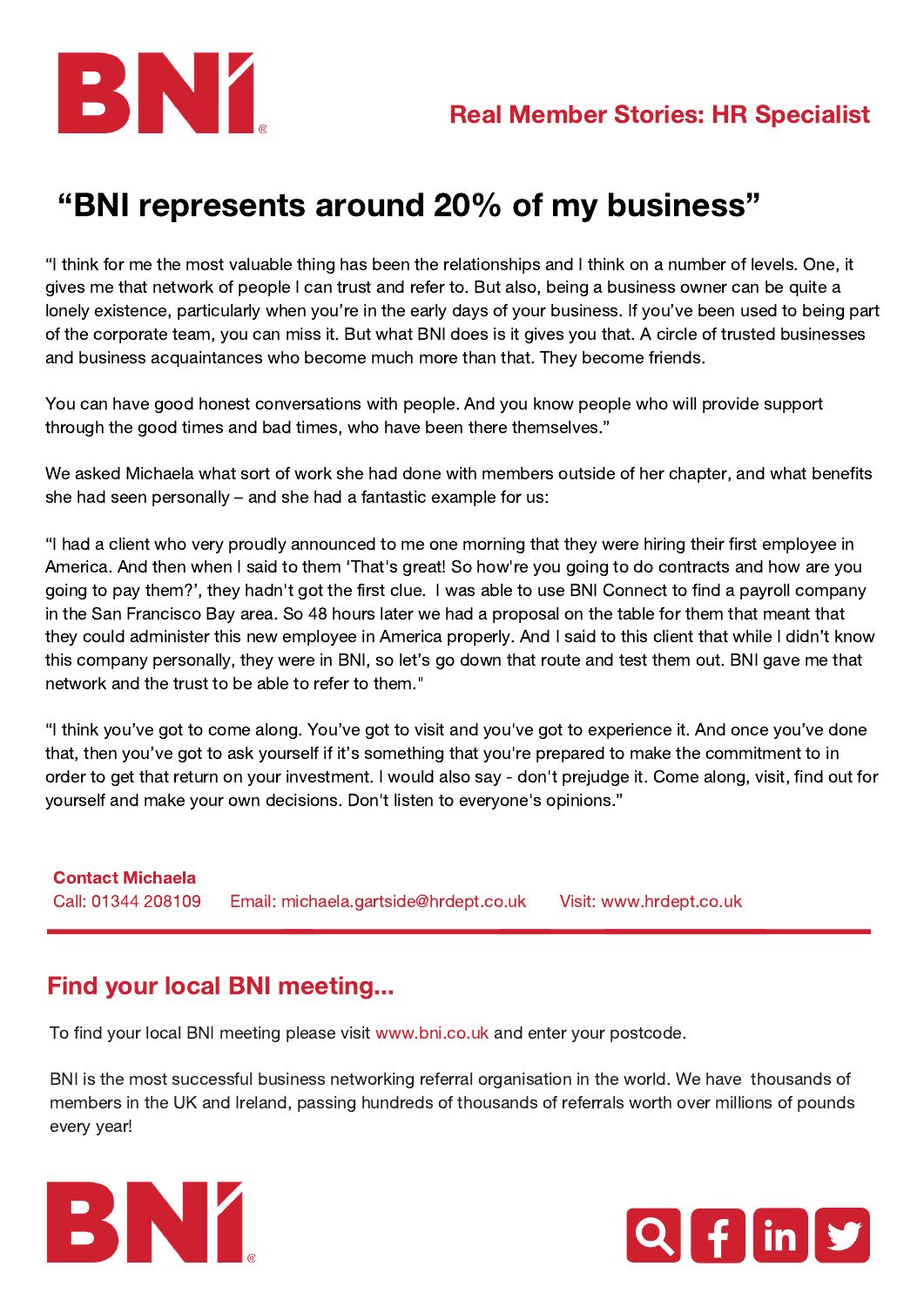**Real Member Stories: HR Specialist**

# "BNI represents around 20% of my business"

"I think for me the most valuable thing has been the relationships and I think on a number of levels. One, it gives me that network of people I can trust and refer to. But also, being a business owner can be quite a lonely existence, particularly when you're in the early days of your business. If you've been used to being part of the corporate team, you can miss it. But what BNI does is it gives you that. A circle of trusted businesses and business acquaintances who become much more than that. They become friends.

You can have good honest conversations with people. And you know people who will provide support through the good times and bad times, who have been there themselves."

We asked Michaela what sort of work she had done with members outside of her chapter, and what benefits she had seen personally – and she had a fantastic example for us:

"I had a client who very proudly announced to me one morning that they were hiring their first employee in America. And then when I said to them 'That's great! So how're you going to do contracts and how are you going to pay them?', they hadn't got the first clue. I was able to use BNI Connect to find a payroll company in the San Francisco Bay area. So 48 hours later we had a proposal on the table for them that meant that they could administer this new employee in America properly. And I said to this client that while I didn't know this company personally, they were in BNI, so let's go down that route and test them out. BNI gave me that network and the trust to be able to refer to them."

"I think you've got to come along. You've got to visit and you've got to experience it. And once you've done that, then you've got to ask yourself if it's something that you're prepared to make the commitment to in order to get that return on your investment. I would also say - don't prejudge it. Come along, visit, find out for yourself and make your own decisions. Don't listen to everyone's opinions."

**Contact Michaela**

Call: 01344 208109 Email: michaela.gartside@hrdept.co.uk Visit: www.hrdept.co.uk

## Find your local BNI meeting...

To find your local BNI meeting please visit www.bni.co.uk and enter your postcode.

BNI is the most successful business networking referral organisation in the world. We have thousands of members in the UK and Ireland, passing hundreds of thousands of referrals worth over millions of pounds every year!